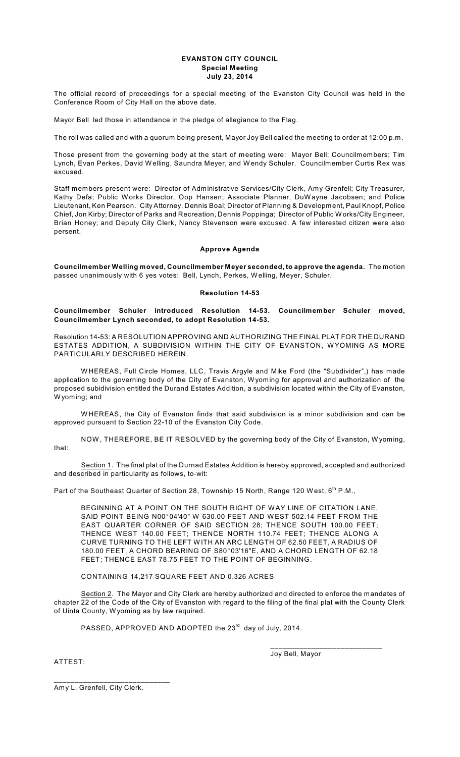# EVANSTON CITY COUNCIL
## Special Meeting
### July 23, 2014

The official record of proceedings for a special meeting of the Evanston City Council was held in the Conference Room of City Hall on the above date.

Mayor Bell led those in attendance in the pledge of allegiance to the Flag.

The roll was called and with a quorum being present, Mayor Joy Bell called the meeting to order at 12:00 p.m.

Those present from the governing body at the start of meeting were: Mayor Bell; Councilmembers; Tim Lynch, Evan Perkes, David Welling, Saundra Meyer, and Wendy Schuler. Councilmember Curtis Rex was excused.

Staff members present were: Director of Administrative Services/City Clerk, Amy Grenfell; City Treasurer, Kathy Defa; Public Works Director, Oop Hansen; Associate Planner, DuWayne Jacobsen; and Police Lieutenant, Ken Pearson. City Attorney, Dennis Boal; Director of Planning & Development, Paul Knopf, Police Chief, Jon Kirby; Director of Parks and Recreation, Dennis Poppinga; Director of Public Works/City Engineer, Brian Honey; and Deputy City Clerk, Nancy Stevenson were excused. A few interested citizen were also persent.

### Approve Agenda

**Councilmember Welling moved, Councilmember Meyer seconded, to approve the agenda.** The motion passed unanimously with 6 yes votes: Bell, Lynch, Perkes, Welling, Meyer, Schuler.

### Resolution 14-53

**Councilmember Schuler introduced Resolution 14-53. Councilmember Schuler moved, Councilmember Lynch seconded, to adopt Resolution 14-53.**

Resolution 14-53: A RESOLUTION APPROVING AND AUTHORIZING THE FINAL PLAT FOR THE DURAND ESTATES ADDITION, A SUBDIVISION WITHIN THE CITY OF EVANSTON, WYOMING AS MORE PARTICULARLY DESCRIBED HEREIN.

WHEREAS, Full Circle Homes, LLC, Travis Argyle and Mike Ford (the "Subdivider",) has made application to the governing body of the City of Evanston, Wyoming for approval and authorization of the proposed subidivision entitled the Durand Estates Addition, a subdivision located within the City of Evanston, Wyoming; and

WHEREAS, the City of Evanston finds that said subdivision is a minor subdivision and can be approved pursuant to Section 22-10 of the Evanston City Code.

NOW, THEREFORE, BE IT RESOLVED by the governing body of the City of Evanston, Wyoming, that:

Section 1. The final plat of the Durnad Estates Addition is hereby approved, accepted and authorized and described in particularity as follows, to-wit:

Part of the Southeast Quarter of Section 28, Township 15 North, Range 120 West, 6th P.M.,

BEGINNING AT A POINT ON THE SOUTH RIGHT OF WAY LINE OF CITATION LANE, SAID POINT BEING N00°04'40" W 630.00 FEET AND WEST 502.14 FEET FROM THE EAST QUARTER CORNER OF SAID SECTION 28; THENCE SOUTH 100.00 FEET; THENCE WEST 140.00 FEET; THENCE NORTH 110.74 FEET; THENCE ALONG A CURVE TURNING TO THE LEFT WITH AN ARC LENGTH OF 62.50 FEET, A RADIUS OF 180.00 FEET, A CHORD BEARING OF S80°03'16"E, AND A CHORD LENGTH OF 62.18 FEET; THENCE EAST 78.75 FEET TO THE POINT OF BEGINNING.

CONTAINING 14,217 SQUARE FEET AND 0.326 ACRES

Section 2. The Mayor and City Clerk are hereby authorized and directed to enforce the mandates of chapter 22 of the Code of the City of Evanston with regard to the filing of the final plat with the County Clerk of Uinta County, Wyoming as by law required.

PASSED, APPROVED AND ADOPTED the 23rd day of July, 2014.

___________________________
Joy Bell, Mayor

ATTEST:

___________________________
Amy L. Grenfell, City Clerk.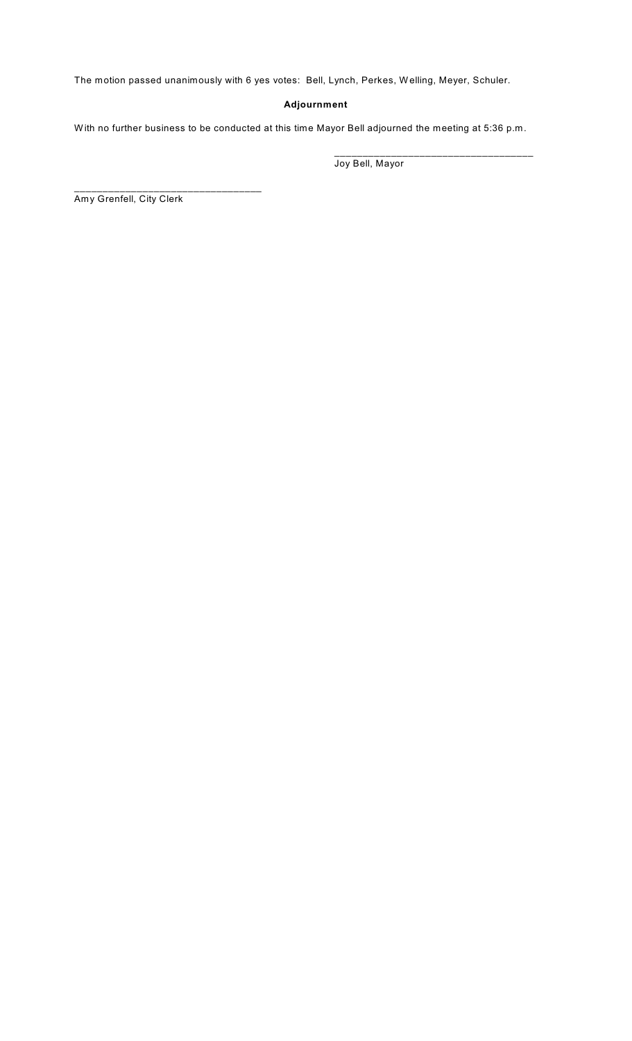The motion passed unanimously with 6 yes votes: Bell, Lynch, Perkes, Welling, Meyer, Schuler.

**Adjournment**

With no further business to be conducted at this time Mayor Bell adjourned the meeting at 5:36 p.m.

\_\_\_\_\_\_\_\_\_\_\_\_\_\_\_\_\_\_\_\_\_\_\_\_\_\_\_\_\_\_\_\_\_\_
Joy Bell, Mayor

\_\_\_\_\_\_\_\_\_\_\_\_\_\_\_\_\_\_\_\_\_\_\_\_\_\_\_\_\_\_\_\_\_\_
Amy Grenfell, City Clerk